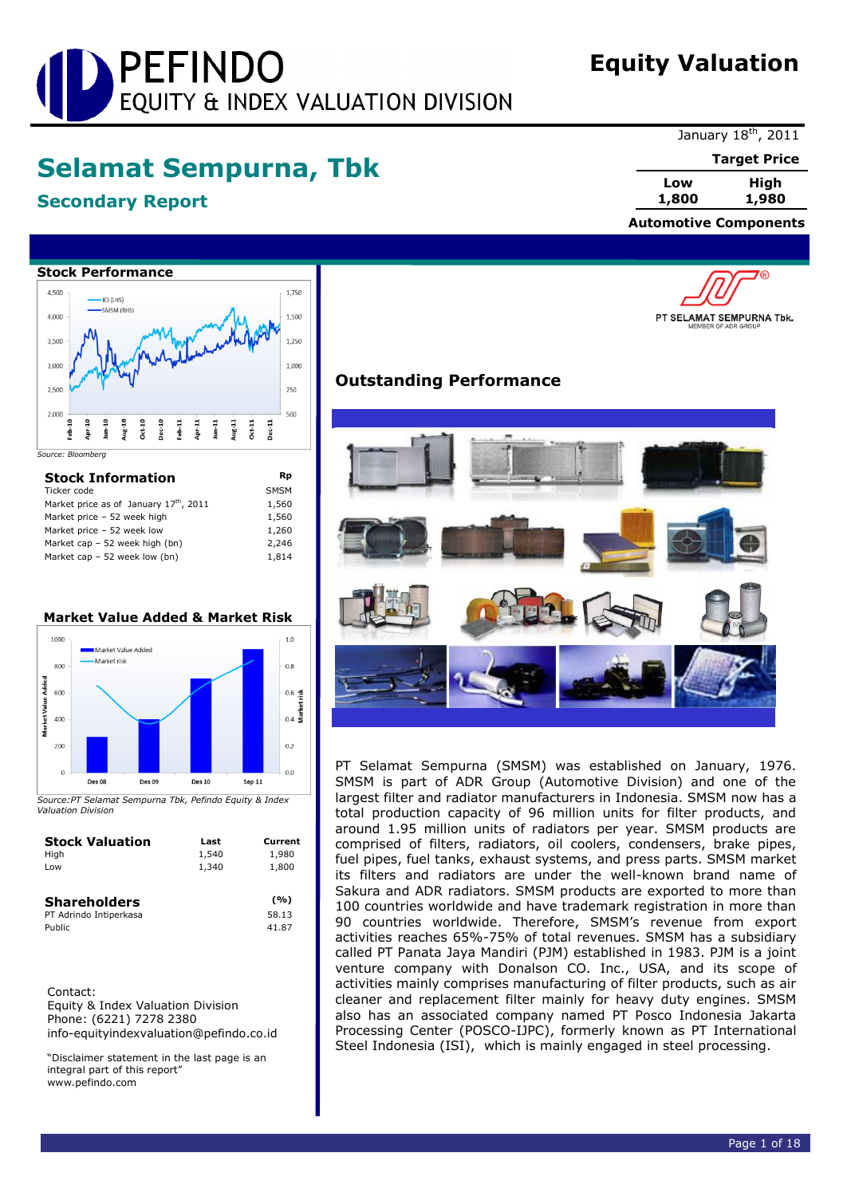# PEFINDO
## EQUITY & INDEX VALUATION DIVISION

**Equity Valuation**

January 18th, 2011

# Selamat Sempurna, Tbk

## Secondary Report

| Target Price | |
|---|---|
| **Low** | **High** |
| **1,800** | **1,980** |

**Automotive Components**

### Stock Performance

Source: Bloomberg

### Stock Information

| | Rp |
|---|---|
| Ticker code | SMSM |
| Market price as of January 17th, 2011 | 1,560 |
| Market price – 52 week high | 1,560 |
| Market price – 52 week low | 1,260 |
| Market cap – 52 week high (bn) | 2,246 |
| Market cap – 52 week low (bn) | 1,814 |

### Market Value Added & Market Risk

Source: PT Selamat Sempurna Tbk, Pefindo Equity & Index Valuation Division

### Stock Valuation

| | Last | Current |
|---|---|---|
| High | 1,540 | 1,980 |
| Low | 1,340 | 1,800 |

### Shareholders

| | (%) |
|---|---|
| PT Adrindo Intiperkasa | 58.13 |
| Public | 41.87 |

Contact:
Equity & Index Valuation Division
Phone: (6221) 7278 2380
info-equityindexvaluation@pefindo.co.id

"Disclaimer statement in the last page is an integral part of this report"
www.pefindo.com

PT SELAMAT SEMPURNA Tbk.
MEMBER OF ADR GROUP

## Outstanding Performance

PT Selamat Sempurna (SMSM) was established on January, 1976. SMSM is part of ADR Group (Automotive Division) and one of the largest filter and radiator manufacturers in Indonesia. SMSM now has a total production capacity of 96 million units for filter products, and around 1.95 million units of radiators per year. SMSM products are comprised of filters, radiators, oil coolers, condensers, brake pipes, fuel pipes, fuel tanks, exhaust systems, and press parts. SMSM market its filters and radiators are under the well-known brand name of Sakura and ADR radiators. SMSM products are exported to more than 100 countries worldwide and have trademark registration in more than 90 countries worldwide. Therefore, SMSM's revenue from export activities reaches 65%-75% of total revenues. SMSM has a subsidiary called PT Panata Jaya Mandiri (PJM) established in 1983. PJM is a joint venture company with Donalson CO. Inc., USA, and its scope of activities mainly comprises manufacturing of filter products, such as air cleaner and replacement filter mainly for heavy duty engines. SMSM also has an associated company named PT Posco Indonesia Jakarta Processing Center (POSCO-IJPC), formerly known as PT International Steel Indonesia (ISI), which is mainly engaged in steel processing.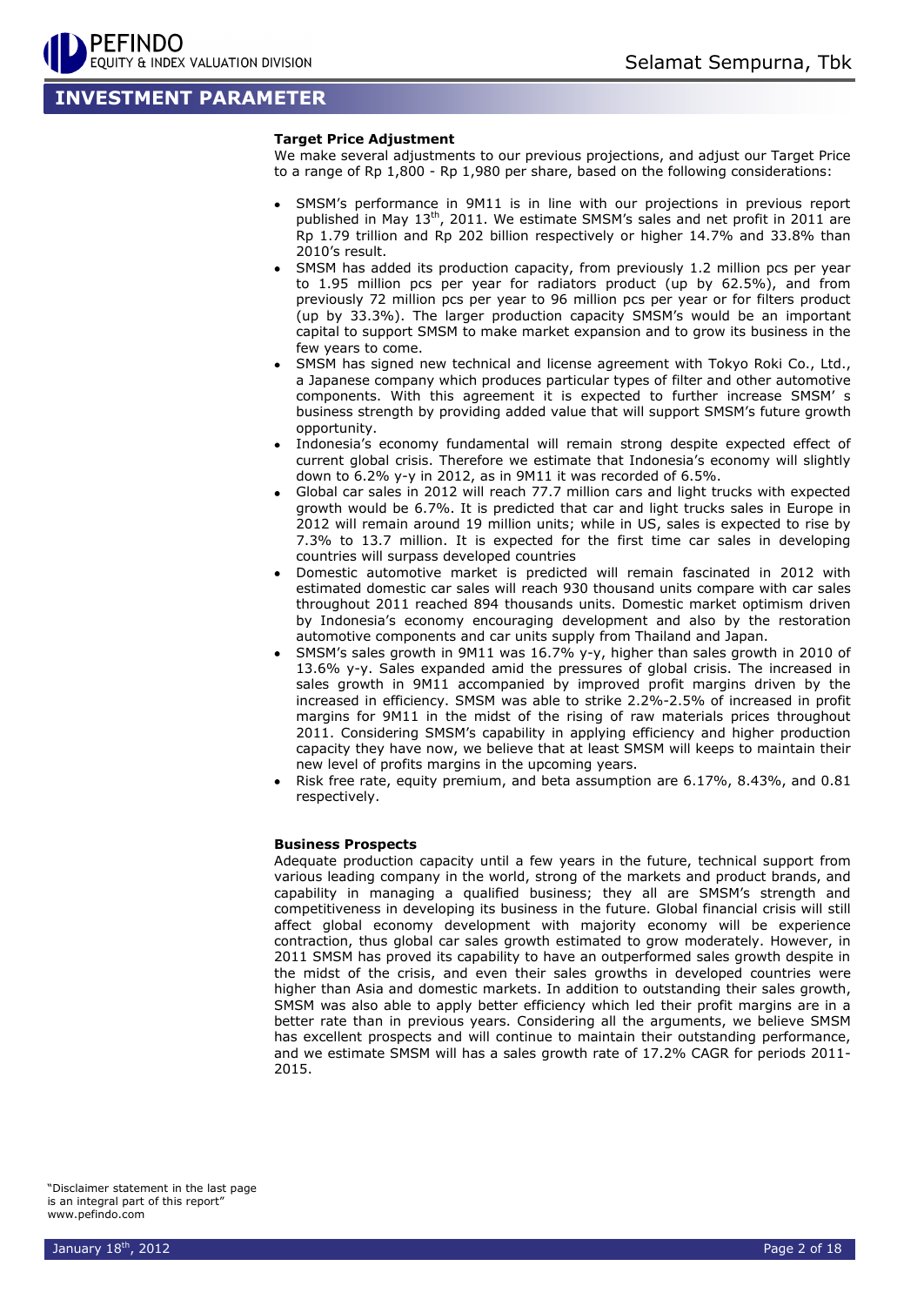# INVESTMENT PARAMETER

### Target Price Adjustment

We make several adjustments to our previous projections, and adjust our Target Price to a range of Rp 1,800 - Rp 1,980 per share, based on the following considerations:

- SMSM's performance in 9M11 is in line with our projections in previous report published in May 13th, 2011. We estimate SMSM's sales and net profit in 2011 are Rp 1.79 trillion and Rp 202 billion respectively or higher 14.7% and 33.8% than 2010's result.
- SMSM has added its production capacity, from previously 1.2 million pcs per year to 1.95 million pcs per year for radiators product (up by 62.5%), and from previously 72 million pcs per year to 96 million pcs per year or for filters product (up by 33.3%). The larger production capacity SMSM's would be an important capital to support SMSM to make market expansion and to grow its business in the few years to come.
- SMSM has signed new technical and license agreement with Tokyo Roki Co., Ltd., a Japanese company which produces particular types of filter and other automotive components. With this agreement it is expected to further increase SMSM' s business strength by providing added value that will support SMSM's future growth opportunity.
- Indonesia's economy fundamental will remain strong despite expected effect of current global crisis. Therefore we estimate that Indonesia's economy will slightly down to 6.2% y-y in 2012, as in 9M11 it was recorded of 6.5%.
- Global car sales in 2012 will reach 77.7 million cars and light trucks with expected growth would be 6.7%. It is predicted that car and light trucks sales in Europe in 2012 will remain around 19 million units; while in US, sales is expected to rise by 7.3% to 13.7 million. It is expected for the first time car sales in developing countries will surpass developed countries
- Domestic automotive market is predicted will remain fascinated in 2012 with estimated domestic car sales will reach 930 thousand units compare with car sales throughout 2011 reached 894 thousands units. Domestic market optimism driven by Indonesia's economy encouraging development and also by the restoration automotive components and car units supply from Thailand and Japan.
- SMSM's sales growth in 9M11 was 16.7% y-y, higher than sales growth in 2010 of 13.6% y-y. Sales expanded amid the pressures of global crisis. The increased in sales growth in 9M11 accompanied by improved profit margins driven by the increased in efficiency. SMSM was able to strike 2.2%-2.5% of increased in profit margins for 9M11 in the midst of the rising of raw materials prices throughout 2011. Considering SMSM's capability in applying efficiency and higher production capacity they have now, we believe that at least SMSM will keeps to maintain their new level of profits margins in the upcoming years.
- Risk free rate, equity premium, and beta assumption are 6.17%, 8.43%, and 0.81 respectively.

### Business Prospects

Adequate production capacity until a few years in the future, technical support from various leading company in the world, strong of the markets and product brands, and capability in managing a qualified business; they all are SMSM's strength and competitiveness in developing its business in the future. Global financial crisis will still affect global economy development with majority economy will be experience contraction, thus global car sales growth estimated to grow moderately. However, in 2011 SMSM has proved its capability to have an outperformed sales growth despite in the midst of the crisis, and even their sales growths in developed countries were higher than Asia and domestic markets. In addition to outstanding their sales growth, SMSM was also able to apply better efficiency which led their profit margins are in a better rate than in previous years. Considering all the arguments, we believe SMSM has excellent prospects and will continue to maintain their outstanding performance, and we estimate SMSM will has a sales growth rate of 17.2% CAGR for periods 2011-2015.

"Disclaimer statement in the last page is an integral part of this report"
www.pefindo.com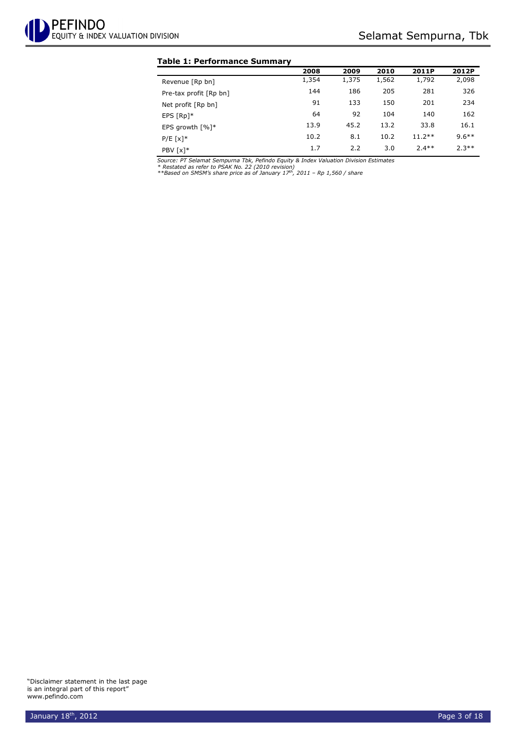**Table 1: Performance Summary**

| | 2008 | 2009 | 2010 | 2011P | 2012P |
|---|---|---|---|---|---|
| Revenue [Rp bn] | 1,354 | 1,375 | 1,562 | 1,792 | 2,098 |
| Pre-tax profit [Rp bn] | 144 | 186 | 205 | 281 | 326 |
| Net profit [Rp bn] | 91 | 133 | 150 | 201 | 234 |
| EPS [Rp]* | 64 | 92 | 104 | 140 | 162 |
| EPS growth [%]* | 13.9 | 45.2 | 13.2 | 33.8 | 16.1 |
| P/E [x]* | 10.2 | 8.1 | 10.2 | 11.2** | 9.6** |
| PBV [x]* | 1.7 | 2.2 | 3.0 | 2.4** | 2.3** |

*Source: PT Selamat Sempurna Tbk, Pefindo Equity & Index Valuation Division Estimates*
*\* Restated as refer to PSAK No. 22 (2010 revision)*
*\*\*Based on SMSM's share price as of January 17th, 2011 – Rp 1,560 / share*

"Disclaimer statement in the last page is an integral part of this report"
www.pefindo.com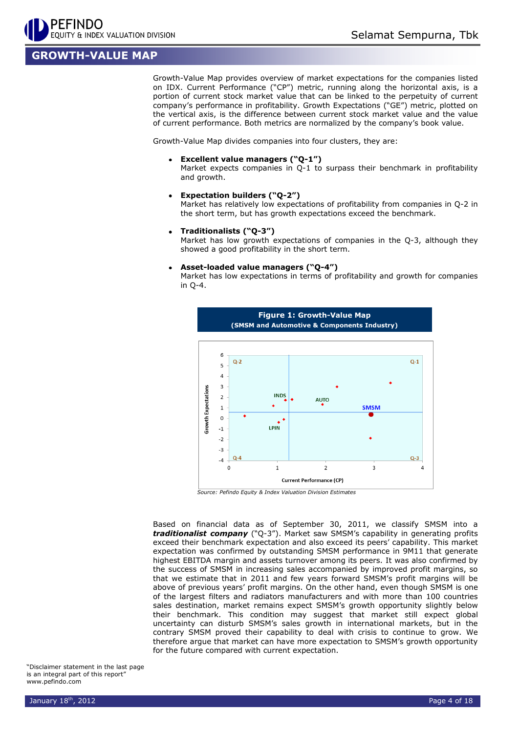## GROWTH-VALUE MAP

Growth-Value Map provides overview of market expectations for the companies listed on IDX. Current Performance ("CP") metric, running along the horizontal axis, is a portion of current stock market value that can be linked to the perpetuity of current company's performance in profitability. Growth Expectations ("GE") metric, plotted on the vertical axis, is the difference between current stock market value and the value of current performance. Both metrics are normalized by the company's book value.

Growth-Value Map divides companies into four clusters, they are:

- **Excellent value managers ("Q-1")**
  Market expects companies in Q-1 to surpass their benchmark in profitability and growth.
- **Expectation builders ("Q-2")**
  Market has relatively low expectations of profitability from companies in Q-2 in the short term, but has growth expectations exceed the benchmark.
- **Traditionalists ("Q-3")**
  Market has low growth expectations of companies in the Q-3, although they showed a good profitability in the short term.
- **Asset-loaded value managers ("Q-4")**
  Market has low expectations in terms of profitability and growth for companies in Q-4.

**Figure 1: Growth-Value Map**
**(SMSM and Automotive & Components Industry)**

*Source: Pefindo Equity & Index Valuation Division Estimates*

Based on financial data as of September 30, 2011, we classify SMSM into a ***traditionalist company*** ("Q-3"). Market saw SMSM's capability in generating profits exceed their benchmark expectation and also exceed its peers' capability. This market expectation was confirmed by outstanding SMSM performance in 9M11 that generate highest EBITDA margin and assets turnover among its peers. It was also confirmed by the success of SMSM in increasing sales accompanied by improved profit margins, so that we estimate that in 2011 and few years forward SMSM's profit margins will be above of previous years' profit margins. On the other hand, even though SMSM is one of the largest filters and radiators manufacturers and with more than 100 countries sales destination, market remains expect SMSM's growth opportunity slightly below their benchmark. This condition may suggest that market still expect global uncertainty can disturb SMSM's sales growth in international markets, but in the contrary SMSM proved their capability to deal with crisis to continue to grow. We therefore argue that market can have more expectation to SMSM's growth opportunity for the future compared with current expectation.

"Disclaimer statement in the last page is an integral part of this report"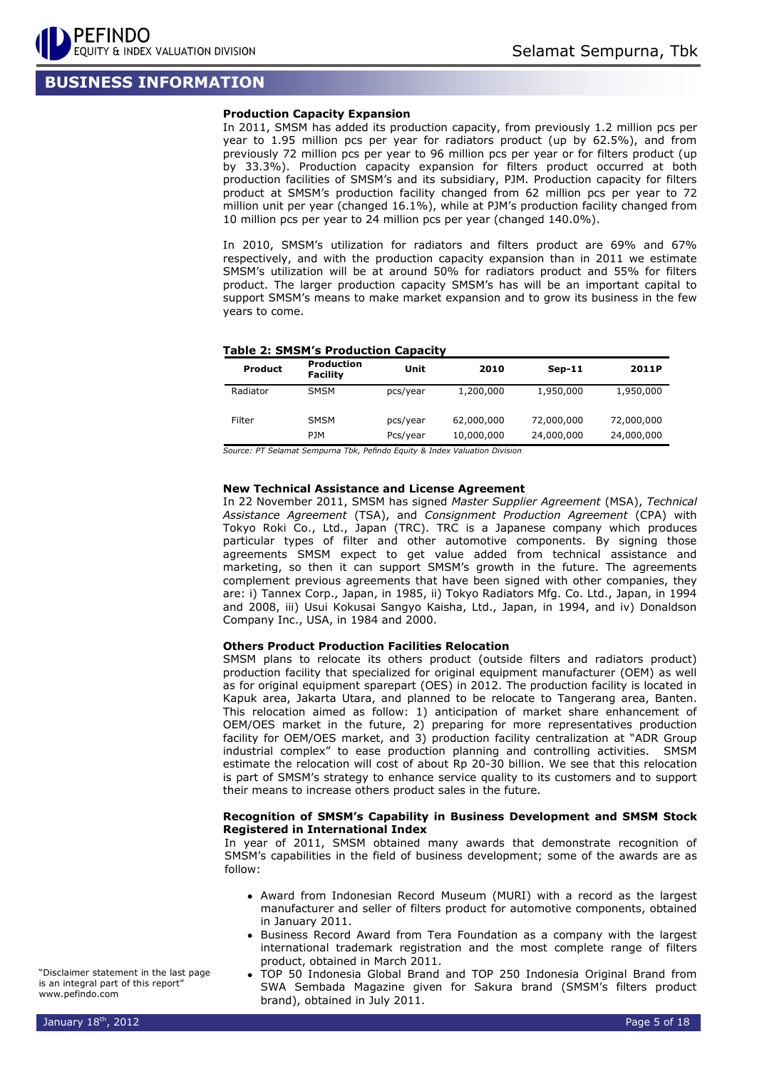## BUSINESS INFORMATION

**Production Capacity Expansion**

In 2011, SMSM has added its production capacity, from previously 1.2 million pcs per year to 1.95 million pcs per year for radiators product (up by 62.5%), and from previously 72 million pcs per year to 96 million pcs per year or for filters product (up by 33.3%). Production capacity expansion for filters product occurred at both production facilities of SMSM's and its subsidiary, PJM. Production capacity for filters product at SMSM's production facility changed from 62 million pcs per year to 72 million unit per year (changed 16.1%), while at PJM's production facility changed from 10 million pcs per year to 24 million pcs per year (changed 140.0%).

In 2010, SMSM's utilization for radiators and filters product are 69% and 67% respectively, and with the production capacity expansion than in 2011 we estimate SMSM's utilization will be at around 50% for radiators product and 55% for filters product. The larger production capacity SMSM's has will be an important capital to support SMSM's means to make market expansion and to grow its business in the few years to come.

**Table 2: SMSM's Production Capacity**

| Product | Production Facility | Unit | 2010 | Sep-11 | 2011P |
|---|---|---|---|---|---|
| Radiator | SMSM | pcs/year | 1,200,000 | 1,950,000 | 1,950,000 |
| Filter | SMSM | pcs/year | 62,000,000 | 72,000,000 | 72,000,000 |
| | PJM | Pcs/year | 10,000,000 | 24,000,000 | 24,000,000 |

*Source: PT Selamat Sempurna Tbk, Pefindo Equity & Index Valuation Division*

**New Technical Assistance and License Agreement**

In 22 November 2011, SMSM has signed *Master Supplier Agreement* (MSA), *Technical Assistance Agreement* (TSA), and *Consignment Production Agreement* (CPA) with Tokyo Roki Co., Ltd., Japan (TRC). TRC is a Japanese company which produces particular types of filter and other automotive components. By signing those agreements SMSM expect to get value added from technical assistance and marketing, so then it can support SMSM's growth in the future. The agreements complement previous agreements that have been signed with other companies, they are: i) Tannex Corp., Japan, in 1985, ii) Tokyo Radiators Mfg. Co. Ltd., Japan, in 1994 and 2008, iii) Usui Kokusai Sangyo Kaisha, Ltd., Japan, in 1994, and iv) Donaldson Company Inc., USA, in 1984 and 2000.

**Others Product Production Facilities Relocation**

SMSM plans to relocate its others product (outside filters and radiators product) production facility that specialized for original equipment manufacturer (OEM) as well as for original equipment sparepart (OES) in 2012. The production facility is located in Kapuk area, Jakarta Utara, and planned to be relocate to Tangerang area, Banten. This relocation aimed as follow: 1) anticipation of market share enhancement of OEM/OES market in the future, 2) preparing for more representatives production facility for OEM/OES market, and 3) production facility centralization at "ADR Group industrial complex" to ease production planning and controlling activities. SMSM estimate the relocation will cost of about Rp 20-30 billion. We see that this relocation is part of SMSM's strategy to enhance service quality to its customers and to support their means to increase others product sales in the future.

**Recognition of SMSM's Capability in Business Development and SMSM Stock Registered in International Index**

In year of 2011, SMSM obtained many awards that demonstrate recognition of SMSM's capabilities in the field of business development; some of the awards are as follow:

- Award from Indonesian Record Museum (MURI) with a record as the largest manufacturer and seller of filters product for automotive components, obtained in January 2011.
- Business Record Award from Tera Foundation as a company with the largest international trademark registration and the most complete range of filters product, obtained in March 2011.
- TOP 50 Indonesia Global Brand and TOP 250 Indonesia Original Brand from SWA Sembada Magazine given for Sakura brand (SMSM's filters product brand), obtained in July 2011.

"Disclaimer statement in the last page is an integral part of this report"
www.pefindo.com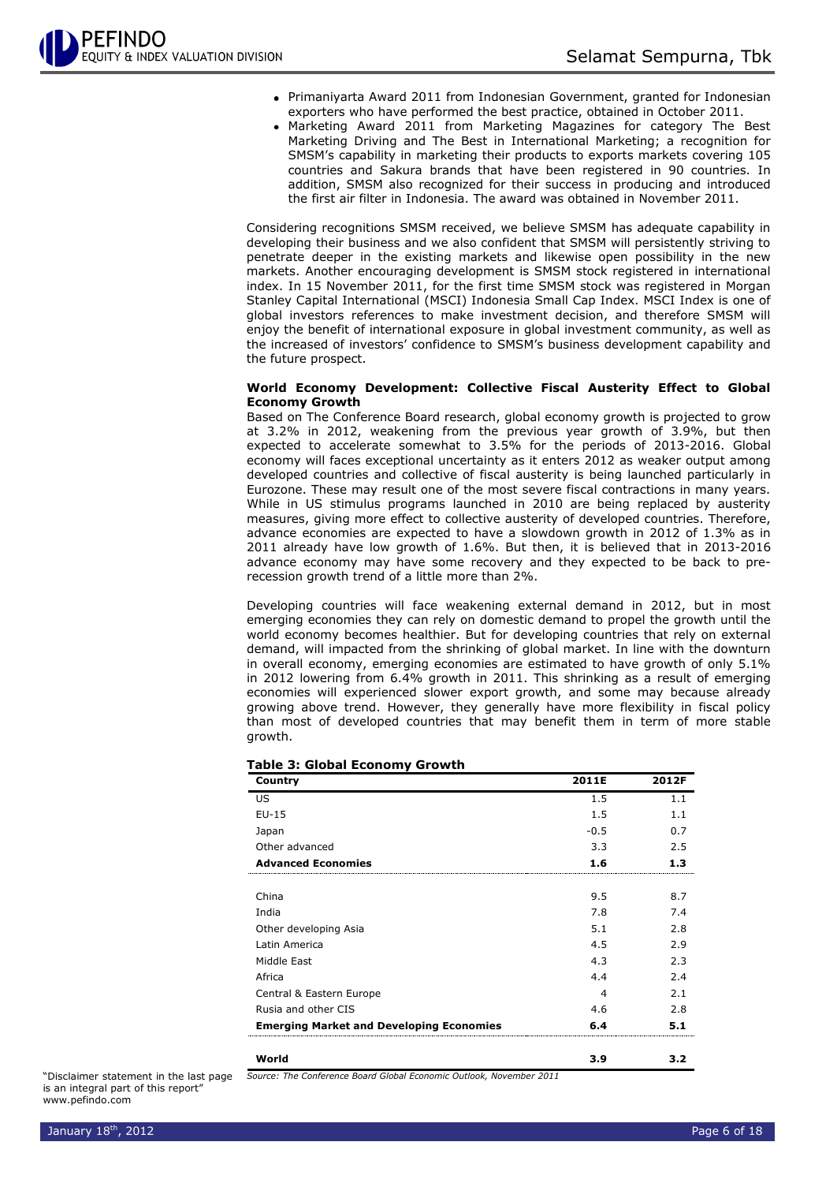- Primaniyarta Award 2011 from Indonesian Government, granted for Indonesian exporters who have performed the best practice, obtained in October 2011.
- Marketing Award 2011 from Marketing Magazines for category The Best Marketing Driving and The Best in International Marketing; a recognition for SMSM's capability in marketing their products to exports markets covering 105 countries and Sakura brands that have been registered in 90 countries. In addition, SMSM also recognized for their success in producing and introduced the first air filter in Indonesia. The award was obtained in November 2011.

Considering recognitions SMSM received, we believe SMSM has adequate capability in developing their business and we also confident that SMSM will persistently striving to penetrate deeper in the existing markets and likewise open possibility in the new markets. Another encouraging development is SMSM stock registered in international index. In 15 November 2011, for the first time SMSM stock was registered in Morgan Stanley Capital International (MSCI) Indonesia Small Cap Index. MSCI Index is one of global investors references to make investment decision, and therefore SMSM will enjoy the benefit of international exposure in global investment community, as well as the increased of investors' confidence to SMSM's business development capability and the future prospect.

**World Economy Development: Collective Fiscal Austerity Effect to Global Economy Growth**

Based on The Conference Board research, global economy growth is projected to grow at 3.2% in 2012, weakening from the previous year growth of 3.9%, but then expected to accelerate somewhat to 3.5% for the periods of 2013-2016. Global economy will faces exceptional uncertainty as it enters 2012 as weaker output among developed countries and collective of fiscal austerity is being launched particularly in Eurozone. These may result one of the most severe fiscal contractions in many years. While in US stimulus programs launched in 2010 are being replaced by austerity measures, giving more effect to collective austerity of developed countries. Therefore, advance economies are expected to have a slowdown growth in 2012 of 1.3% as in 2011 already have low growth of 1.6%. But then, it is believed that in 2013-2016 advance economy may have some recovery and they expected to be back to pre-recession growth trend of a little more than 2%.

Developing countries will face weakening external demand in 2012, but in most emerging economies they can rely on domestic demand to propel the growth until the world economy becomes healthier. But for developing countries that rely on external demand, will impacted from the shrinking of global market. In line with the downturn in overall economy, emerging economies are estimated to have growth of only 5.1% in 2012 lowering from 6.4% growth in 2011. This shrinking as a result of emerging economies will experienced slower export growth, and some may because already growing above trend. However, they generally have more flexibility in fiscal policy than most of developed countries that may benefit them in term of more stable growth.

**Table 3: Global Economy Growth**

| Country | 2011E | 2012F |
|---|---|---|
| US | 1.5 | 1.1 |
| EU-15 | 1.5 | 1.1 |
| Japan | -0.5 | 0.7 |
| Other advanced | 3.3 | 2.5 |
| **Advanced Economies** | **1.6** | **1.3** |
| | | |
| China | 9.5 | 8.7 |
| India | 7.8 | 7.4 |
| Other developing Asia | 5.1 | 2.8 |
| Latin America | 4.5 | 2.9 |
| Middle East | 4.3 | 2.3 |
| Africa | 4.4 | 2.4 |
| Central & Eastern Europe | 4 | 2.1 |
| Rusia and other CIS | 4.6 | 2.8 |
| **Emerging Market and Developing Economies** | **6.4** | **5.1** |
| | | |
| **World** | **3.9** | **3.2** |

*Source: The Conference Board Global Economic Outlook, November 2011*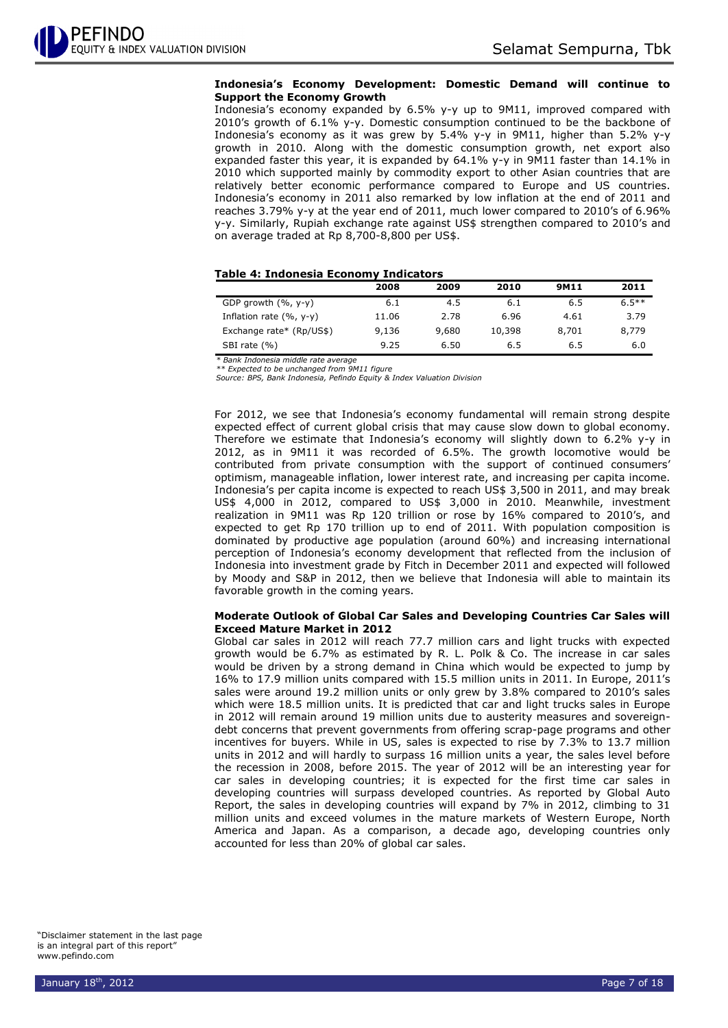**Indonesia's Economy Development: Domestic Demand will continue to Support the Economy Growth**

Indonesia's economy expanded by 6.5% y-y up to 9M11, improved compared with 2010's growth of 6.1% y-y. Domestic consumption continued to be the backbone of Indonesia's economy as it was grew by 5.4% y-y in 9M11, higher than 5.2% y-y growth in 2010. Along with the domestic consumption growth, net export also expanded faster this year, it is expanded by 64.1% y-y in 9M11 faster than 14.1% in 2010 which supported mainly by commodity export to other Asian countries that are relatively better economic performance compared to Europe and US countries. Indonesia's economy in 2011 also remarked by low inflation at the end of 2011 and reaches 3.79% y-y at the year end of 2011, much lower compared to 2010's of 6.96% y-y. Similarly, Rupiah exchange rate against US$ strengthen compared to 2010's and on average traded at Rp 8,700-8,800 per US$.

**Table 4: Indonesia Economy Indicators**

| | 2008 | 2009 | 2010 | 9M11 | 2011 |
|---|---|---|---|---|---|
| GDP growth (%, y-y) | 6.1 | 4.5 | 6.1 | 6.5 | 6.5** |
| Inflation rate (%, y-y) | 11.06 | 2.78 | 6.96 | 4.61 | 3.79 |
| Exchange rate* (Rp/US$) | 9,136 | 9,680 | 10,398 | 8,701 | 8,779 |
| SBI rate (%) | 9.25 | 6.50 | 6.5 | 6.5 | 6.0 |

*\* Bank Indonesia middle rate average*
*\*\* Expected to be unchanged from 9M11 figure*
*Source: BPS, Bank Indonesia, Pefindo Equity & Index Valuation Division*

For 2012, we see that Indonesia's economy fundamental will remain strong despite expected effect of current global crisis that may cause slow down to global economy. Therefore we estimate that Indonesia's economy will slightly down to 6.2% y-y in 2012, as in 9M11 it was recorded of 6.5%. The growth locomotive would be contributed from private consumption with the support of continued consumers' optimism, manageable inflation, lower interest rate, and increasing per capita income. Indonesia's per capita income is expected to reach US$ 3,500 in 2011, and may break US$ 4,000 in 2012, compared to US$ 3,000 in 2010. Meanwhile, investment realization in 9M11 was Rp 120 trillion or rose by 16% compared to 2010's, and expected to get Rp 170 trillion up to end of 2011. With population composition is dominated by productive age population (around 60%) and increasing international perception of Indonesia's economy development that reflected from the inclusion of Indonesia into investment grade by Fitch in December 2011 and expected will followed by Moody and S&P in 2012, then we believe that Indonesia will able to maintain its favorable growth in the coming years.

**Moderate Outlook of Global Car Sales and Developing Countries Car Sales will Exceed Mature Market in 2012**

Global car sales in 2012 will reach 77.7 million cars and light trucks with expected growth would be 6.7% as estimated by R. L. Polk & Co. The increase in car sales would be driven by a strong demand in China which would be expected to jump by 16% to 17.9 million units compared with 15.5 million units in 2011. In Europe, 2011's sales were around 19.2 million units or only grew by 3.8% compared to 2010's sales which were 18.5 million units. It is predicted that car and light trucks sales in Europe in 2012 will remain around 19 million units due to austerity measures and sovereign-debt concerns that prevent governments from offering scrap-page programs and other incentives for buyers. While in US, sales is expected to rise by 7.3% to 13.7 million units in 2012 and will hardly to surpass 16 million units a year, the sales level before the recession in 2008, before 2015. The year of 2012 will be an interesting year for car sales in developing countries; it is expected for the first time car sales in developing countries will surpass developed countries. As reported by Global Auto Report, the sales in developing countries will expand by 7% in 2012, climbing to 31 million units and exceed volumes in the mature markets of Western Europe, North America and Japan. As a comparison, a decade ago, developing countries only accounted for less than 20% of global car sales.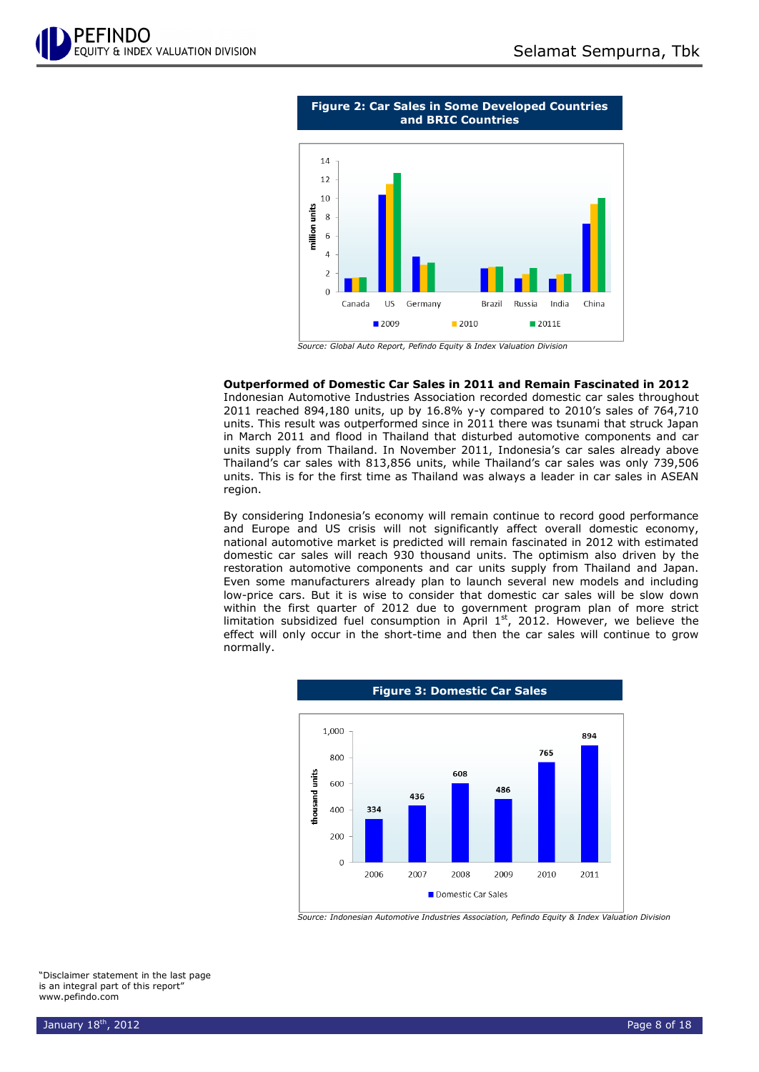**Figure 2: Car Sales in Some Developed Countries and BRIC Countries**

*Source: Global Auto Report, Pefindo Equity & Index Valuation Division*

**Outperformed of Domestic Car Sales in 2011 and Remain Fascinated in 2012**

Indonesian Automotive Industries Association recorded domestic car sales throughout 2011 reached 894,180 units, up by 16.8% y-y compared to 2010's sales of 764,710 units. This result was outperformed since in 2011 there was tsunami that struck Japan in March 2011 and flood in Thailand that disturbed automotive components and car units supply from Thailand. In November 2011, Indonesia's car sales already above Thailand's car sales with 813,856 units, while Thailand's car sales was only 739,506 units. This is for the first time as Thailand was always a leader in car sales in ASEAN region.

By considering Indonesia's economy will remain continue to record good performance and Europe and US crisis will not significantly affect overall domestic economy, national automotive market is predicted will remain fascinated in 2012 with estimated domestic car sales will reach 930 thousand units. The optimism also driven by the restoration automotive components and car units supply from Thailand and Japan. Even some manufacturers already plan to launch several new models and including low-price cars. But it is wise to consider that domestic car sales will be slow down within the first quarter of 2012 due to government program plan of more strict limitation subsidized fuel consumption in April 1st, 2012. However, we believe the effect will only occur in the short-time and then the car sales will continue to grow normally.

**Figure 3: Domestic Car Sales**

*Source: Indonesian Automotive Industries Association, Pefindo Equity & Index Valuation Division*

"Disclaimer statement in the last page is an integral part of this report"
www.pefindo.com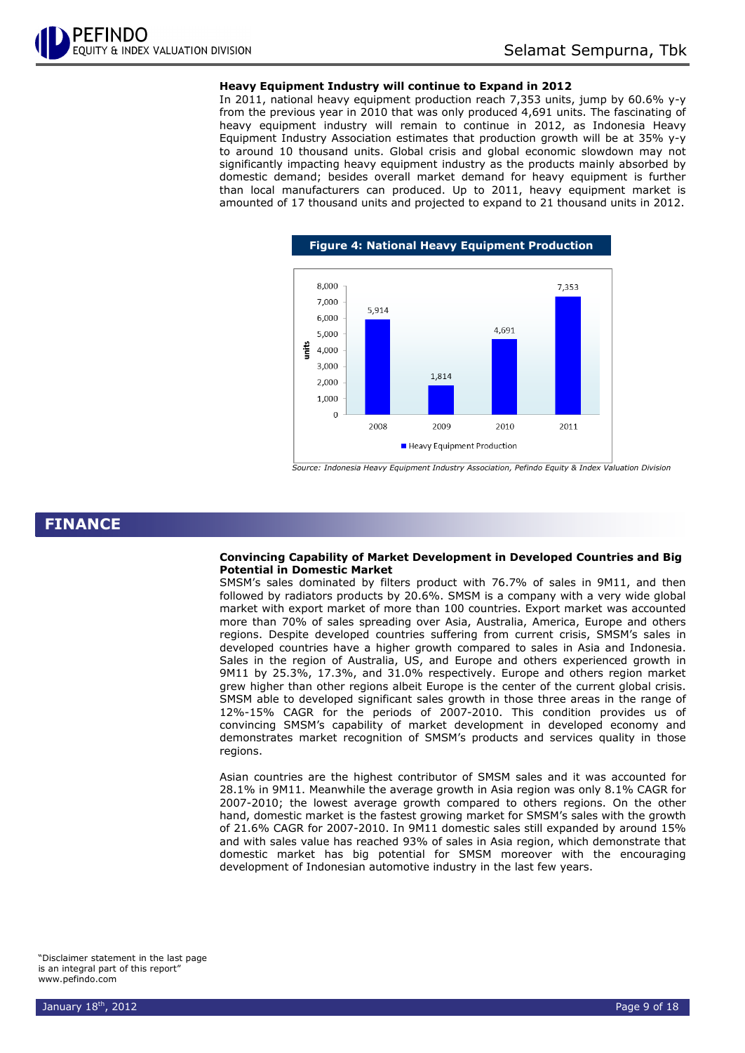**Heavy Equipment Industry will continue to Expand in 2012**

In 2011, national heavy equipment production reach 7,353 units, jump by 60.6% y-y from the previous year in 2010 that was only produced 4,691 units. The fascinating of heavy equipment industry will remain to continue in 2012, as Indonesia Heavy Equipment Industry Association estimates that production growth will be at 35% y-y to around 10 thousand units. Global crisis and global economic slowdown may not significantly impacting heavy equipment industry as the products mainly absorbed by domestic demand; besides overall market demand for heavy equipment is further than local manufacturers can produced. Up to 2011, heavy equipment market is amounted of 17 thousand units and projected to expand to 21 thousand units in 2012.

**Figure 4: National Heavy Equipment Production**

| Year | Heavy Equipment Production (units) |
|---|---|
| 2008 | 5,914 |
| 2009 | 1,814 |
| 2010 | 4,691 |
| 2011 | 7,353 |

*Source: Indonesia Heavy Equipment Industry Association, Pefindo Equity & Index Valuation Division*

# FINANCE

**Convincing Capability of Market Development in Developed Countries and Big Potential in Domestic Market**

SMSM's sales dominated by filters product with 76.7% of sales in 9M11, and then followed by radiators products by 20.6%. SMSM is a company with a very wide global market with export market of more than 100 countries. Export market was accounted more than 70% of sales spreading over Asia, Australia, America, Europe and others regions. Despite developed countries suffering from current crisis, SMSM's sales in developed countries have a higher growth compared to sales in Asia and Indonesia. Sales in the region of Australia, US, and Europe and others experienced growth in 9M11 by 25.3%, 17.3%, and 31.0% respectively. Europe and others region market grew higher than other regions albeit Europe is the center of the current global crisis. SMSM able to developed significant sales growth in those three areas in the range of 12%-15% CAGR for the periods of 2007-2010. This condition provides us of convincing SMSM's capability of market development in developed economy and demonstrates market recognition of SMSM's products and services quality in those regions.

Asian countries are the highest contributor of SMSM sales and it was accounted for 28.1% in 9M11. Meanwhile the average growth in Asia region was only 8.1% CAGR for 2007-2010; the lowest average growth compared to others regions. On the other hand, domestic market is the fastest growing market for SMSM's sales with the growth of 21.6% CAGR for 2007-2010. In 9M11 domestic sales still expanded by around 15% and with sales value has reached 93% of sales in Asia region, which demonstrate that domestic market has big potential for SMSM moreover with the encouraging development of Indonesian automotive industry in the last few years.

"Disclaimer statement in the last page is an integral part of this report"
www.pefindo.com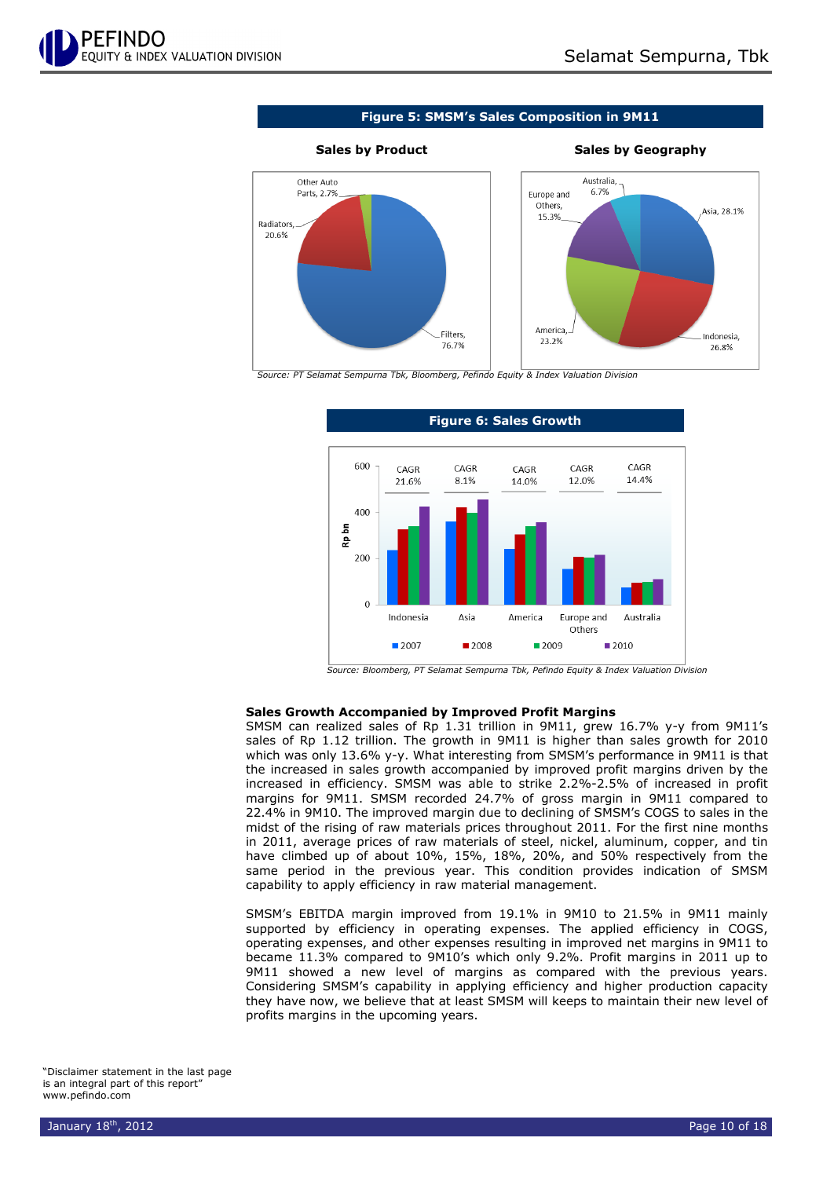**Figure 5: SMSM's Sales Composition in 9M11**

**Sales by Product**

Other Auto Parts, 2.7%
Radiators, 20.6%
Filters, 76.7%

**Sales by Geography**

Australia, 6.7%
Europe and Others, 15.3%
Asia, 28.1%
America, 23.2%
Indonesia, 26.8%

*Source: PT Selamat Sempurna Tbk, Bloomberg, Pefindo Equity & Index Valuation Division*

**Figure 6: Sales Growth**

| | Indonesia | Asia | America | Europe and Others | Australia |
|---|---|---|---|---|---|
| CAGR | 21.6% | 8.1% | 14.0% | 12.0% | 14.4% |

Rp bn; series: 2007, 2008, 2009, 2010

*Source: Bloomberg, PT Selamat Sempurna Tbk, Pefindo Equity & Index Valuation Division*

**Sales Growth Accompanied by Improved Profit Margins**

SMSM can realized sales of Rp 1.31 trillion in 9M11, grew 16.7% y-y from 9M11's sales of Rp 1.12 trillion. The growth in 9M11 is higher than sales growth for 2010 which was only 13.6% y-y. What interesting from SMSM's performance in 9M11 is that the increased in sales growth accompanied by improved profit margins driven by the increased in efficiency. SMSM was able to strike 2.2%-2.5% of increased in profit margins for 9M11. SMSM recorded 24.7% of gross margin in 9M11 compared to 22.4% in 9M10. The improved margin due to declining of SMSM's COGS to sales in the midst of the rising of raw materials prices throughout 2011. For the first nine months in 2011, average prices of raw materials of steel, nickel, aluminum, copper, and tin have climbed up of about 10%, 15%, 18%, 20%, and 50% respectively from the same period in the previous year. This condition provides indication of SMSM capability to apply efficiency in raw material management.

SMSM's EBITDA margin improved from 19.1% in 9M10 to 21.5% in 9M11 mainly supported by efficiency in operating expenses. The applied efficiency in COGS, operating expenses, and other expenses resulting in improved net margins in 9M11 to became 11.3% compared to 9M10's which only 9.2%. Profit margins in 2011 up to 9M11 showed a new level of margins as compared with the previous years. Considering SMSM's capability in applying efficiency and higher production capacity they have now, we believe that at least SMSM will keeps to maintain their new level of profits margins in the upcoming years.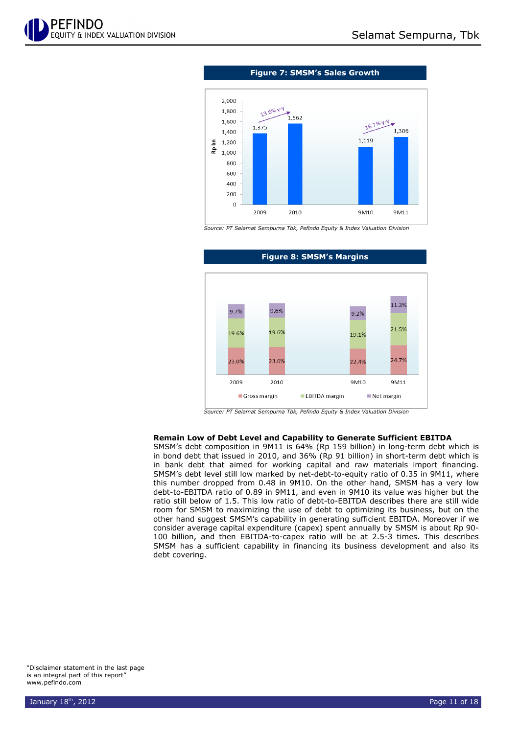**Figure 7: SMSM's Sales Growth**

| Period | Sales (Rp bn) |
|---|---|
| 2009 | 1,375 |
| 2010 | 1,562 |
| 9M10 | 1,119 |
| 9M11 | 1,306 |

13.6% y-y (2009–2010); 16.7% y-y (9M10–9M11)

*Source: PT Selamat Sempurna Tbk, Pefindo Equity & Index Valuation Division*

**Figure 8: SMSM's Margins**

| | 2009 | 2010 | 9M10 | 9M11 |
|---|---|---|---|---|
| Gross margin | 23.0% | 23.6% | 22.4% | 24.7% |
| EBITDA margin | 19.6% | 19.6% | 19.1% | 21.5% |
| Net margin | 9.7% | 9.6% | 9.2% | 11.3% |

*Source: PT Selamat Sempurna Tbk, Pefindo Equity & Index Valuation Division*

**Remain Low of Debt Level and Capability to Generate Sufficient EBITDA**

SMSM's debt composition in 9M11 is 64% (Rp 159 billion) in long-term debt which is in bond debt that issued in 2010, and 36% (Rp 91 billion) in short-term debt which is in bank debt that aimed for working capital and raw materials import financing. SMSM's debt level still low marked by net-debt-to-equity ratio of 0.35 in 9M11, where this number dropped from 0.48 in 9M10. On the other hand, SMSM has a very low debt-to-EBITDA ratio of 0.89 in 9M11, and even in 9M10 its value was higher but the ratio still below of 1.5. This low ratio of debt-to-EBITDA describes there are still wide room for SMSM to maximizing the use of debt to optimizing its business, but on the other hand suggest SMSM's capability in generating sufficient EBITDA. Moreover if we consider average capital expenditure (capex) spent annually by SMSM is about Rp 90-100 billion, and then EBITDA-to-capex ratio will be at 2.5-3 times. This describes SMSM has a sufficient capability in financing its business development and also its debt covering.

"Disclaimer statement in the last page is an integral part of this report"
www.pefindo.com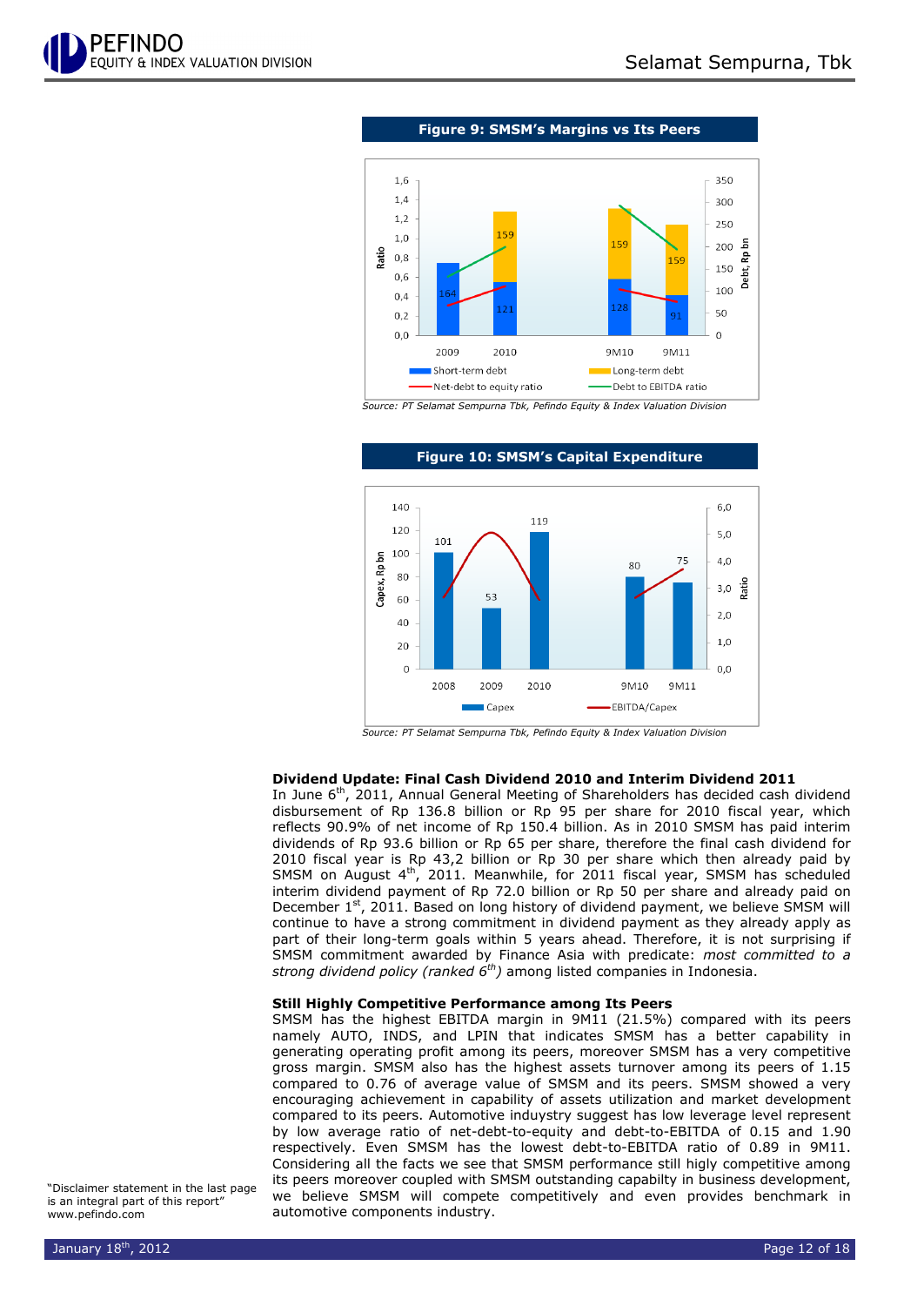**Figure 9: SMSM's Margins vs Its Peers**

Source: PT Selamat Sempurna Tbk, Pefindo Equity & Index Valuation Division

**Figure 10: SMSM's Capital Expenditure**

Source: PT Selamat Sempurna Tbk, Pefindo Equity & Index Valuation Division

**Dividend Update: Final Cash Dividend 2010 and Interim Dividend 2011**

In June 6th, 2011, Annual General Meeting of Shareholders has decided cash dividend disbursement of Rp 136.8 billion or Rp 95 per share for 2010 fiscal year, which reflects 90.9% of net income of Rp 150.4 billion. As in 2010 SMSM has paid interim dividends of Rp 93.6 billion or Rp 65 per share, therefore the final cash dividend for 2010 fiscal year is Rp 43,2 billion or Rp 30 per share which then already paid by SMSM on August 4th, 2011. Meanwhile, for 2011 fiscal year, SMSM has scheduled interim dividend payment of Rp 72.0 billion or Rp 50 per share and already paid on December 1st, 2011. Based on long history of dividend payment, we believe SMSM will continue to have a strong commitment in dividend payment as they already apply as part of their long-term goals within 5 years ahead. Therefore, it is not surprising if SMSM commitment awarded by Finance Asia with predicate: *most committed to a strong dividend policy (ranked 6th)* among listed companies in Indonesia.

**Still Highly Competitive Performance among Its Peers**

SMSM has the highest EBITDA margin in 9M11 (21.5%) compared with its peers namely AUTO, INDS, and LPIN that indicates SMSM has a better capability in generating operating profit among its peers, moreover SMSM has a very competitive gross margin. SMSM also has the highest assets turnover among its peers of 1.15 compared to 0.76 of average value of SMSM and its peers. SMSM showed a very encouraging achievement in capability of assets utilization and market development compared to its peers. Automotive induystry suggest has low leverage level represent by low average ratio of net-debt-to-equity and debt-to-EBITDA of 0.15 and 1.90 respectively. Even SMSM has the lowest debt-to-EBITDA ratio of 0.89 in 9M11. Considering all the facts we see that SMSM performance still higly competitive among its peers moreover coupled with SMSM outstanding capabilty in business development, we believe SMSM will compete competitively and even provides benchmark in automotive components industry.

"Disclaimer statement in the last page is an integral part of this report"
www.pefindo.com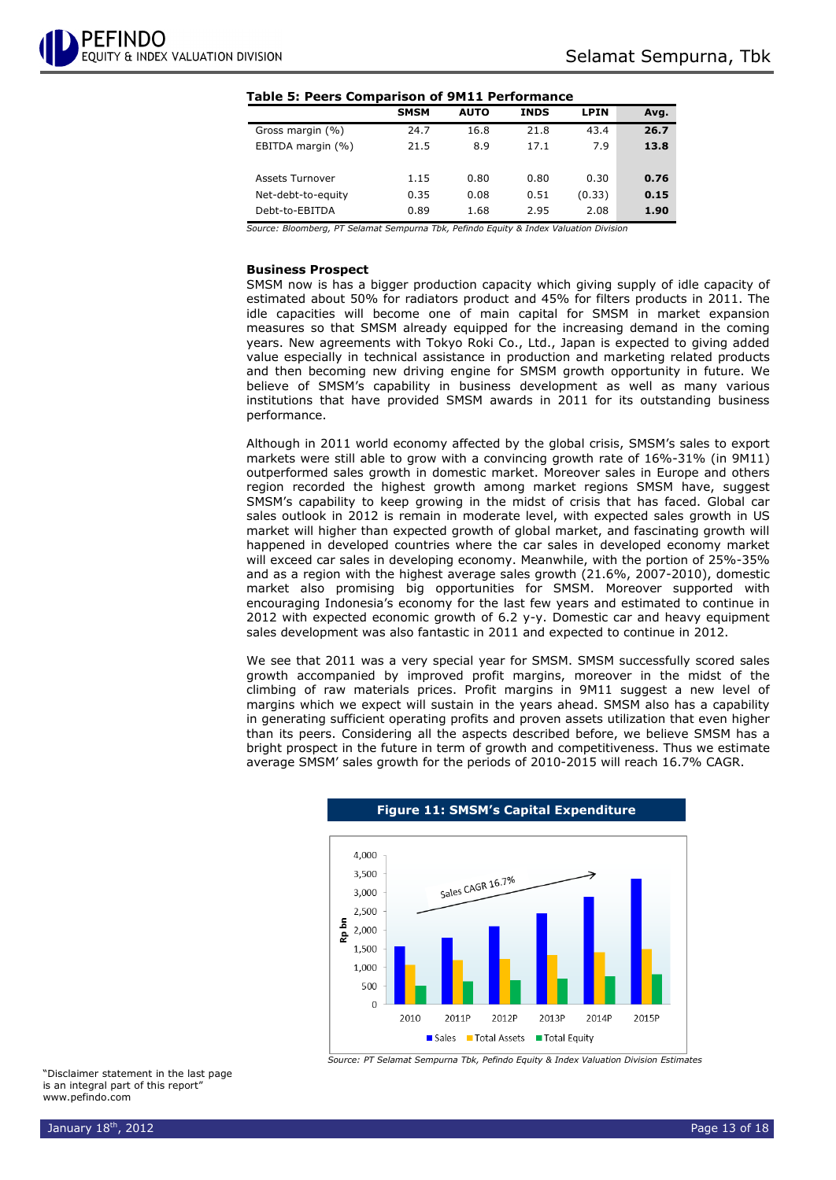**Table 5: Peers Comparison of 9M11 Performance**

| | SMSM | AUTO | INDS | LPIN | Avg. |
|---|---|---|---|---|---|
| Gross margin (%) | 24.7 | 16.8 | 21.8 | 43.4 | **26.7** |
| EBITDA margin (%) | 21.5 | 8.9 | 17.1 | 7.9 | **13.8** |
| | | | | | |
| Assets Turnover | 1.15 | 0.80 | 0.80 | 0.30 | **0.76** |
| Net-debt-to-equity | 0.35 | 0.08 | 0.51 | (0.33) | **0.15** |
| Debt-to-EBITDA | 0.89 | 1.68 | 2.95 | 2.08 | **1.90** |

*Source: Bloomberg, PT Selamat Sempurna Tbk, Pefindo Equity & Index Valuation Division*

**Business Prospect**

SMSM now is has a bigger production capacity which giving supply of idle capacity of estimated about 50% for radiators product and 45% for filters products in 2011. The idle capacities will become one of main capital for SMSM in market expansion measures so that SMSM already equipped for the increasing demand in the coming years. New agreements with Tokyo Roki Co., Ltd., Japan is expected to giving added value especially in technical assistance in production and marketing related products and then becoming new driving engine for SMSM growth opportunity in future. We believe of SMSM's capability in business development as well as many various institutions that have provided SMSM awards in 2011 for its outstanding business performance.

Although in 2011 world economy affected by the global crisis, SMSM's sales to export markets were still able to grow with a convincing growth rate of 16%-31% (in 9M11) outperformed sales growth in domestic market. Moreover sales in Europe and others region recorded the highest growth among market regions SMSM have, suggest SMSM's capability to keep growing in the midst of crisis that has faced. Global car sales outlook in 2012 is remain in moderate level, with expected sales growth in US market will higher than expected growth of global market, and fascinating growth will happened in developed countries where the car sales in developed economy market will exceed car sales in developing economy. Meanwhile, with the portion of 25%-35% and as a region with the highest average sales growth (21.6%, 2007-2010), domestic market also promising big opportunities for SMSM. Moreover supported with encouraging Indonesia's economy for the last few years and estimated to continue in 2012 with expected economic growth of 6.2 y-y. Domestic car and heavy equipment sales development was also fantastic in 2011 and expected to continue in 2012.

We see that 2011 was a very special year for SMSM. SMSM successfully scored sales growth accompanied by improved profit margins, moreover in the midst of the climbing of raw materials prices. Profit margins in 9M11 suggest a new level of margins which we expect will sustain in the years ahead. SMSM also has a capability in generating sufficient operating profits and proven assets utilization that even higher than its peers. Considering all the aspects described before, we believe SMSM has a bright prospect in the future in term of growth and competitiveness. Thus we estimate average SMSM' sales growth for the periods of 2010-2015 will reach 16.7% CAGR.

**Figure 11: SMSM's Capital Expenditure**

*Source: PT Selamat Sempurna Tbk, Pefindo Equity & Index Valuation Division Estimates*

"Disclaimer statement in the last page is an integral part of this report"
www.pefindo.com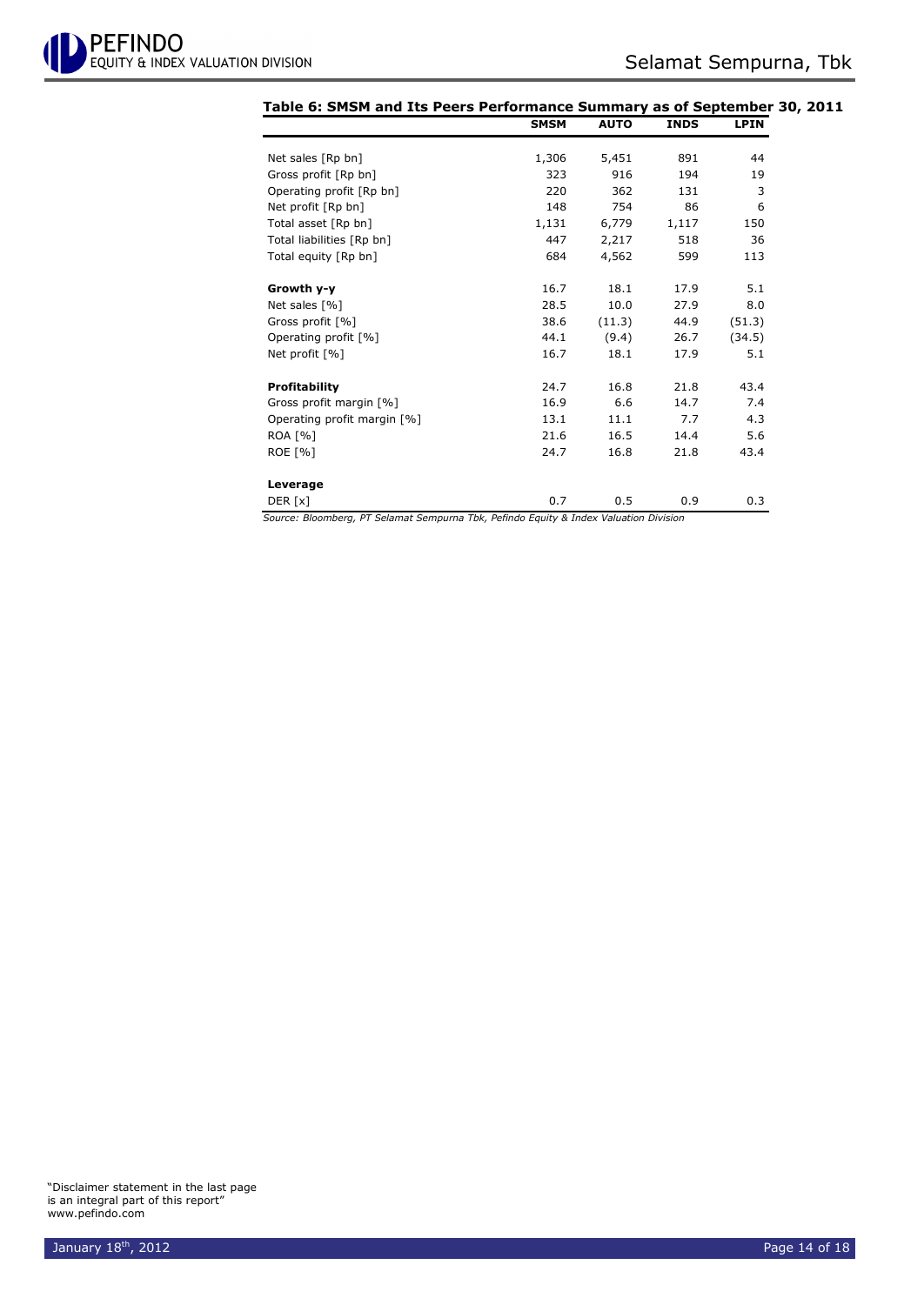**Table 6: SMSM and Its Peers Performance Summary as of September 30, 2011**

| | SMSM | AUTO | INDS | LPIN |
|---|---|---|---|---|
| Net sales [Rp bn] | 1,306 | 5,451 | 891 | 44 |
| Gross profit [Rp bn] | 323 | 916 | 194 | 19 |
| Operating profit [Rp bn] | 220 | 362 | 131 | 3 |
| Net profit [Rp bn] | 148 | 754 | 86 | 6 |
| Total asset [Rp bn] | 1,131 | 6,779 | 1,117 | 150 |
| Total liabilities [Rp bn] | 447 | 2,217 | 518 | 36 |
| Total equity [Rp bn] | 684 | 4,562 | 599 | 113 |
| **Growth y-y** | 16.7 | 18.1 | 17.9 | 5.1 |
| Net sales [%] | 28.5 | 10.0 | 27.9 | 8.0 |
| Gross profit [%] | 38.6 | (11.3) | 44.9 | (51.3) |
| Operating profit [%] | 44.1 | (9.4) | 26.7 | (34.5) |
| Net profit [%] | 16.7 | 18.1 | 17.9 | 5.1 |
| **Profitability** | 24.7 | 16.8 | 21.8 | 43.4 |
| Gross profit margin [%] | 16.9 | 6.6 | 14.7 | 7.4 |
| Operating profit margin [%] | 13.1 | 11.1 | 7.7 | 4.3 |
| ROA [%] | 21.6 | 16.5 | 14.4 | 5.6 |
| ROE [%] | 24.7 | 16.8 | 21.8 | 43.4 |
| **Leverage** | | | | |
| DER [x] | 0.7 | 0.5 | 0.9 | 0.3 |

*Source: Bloomberg, PT Selamat Sempurna Tbk, Pefindo Equity & Index Valuation Division*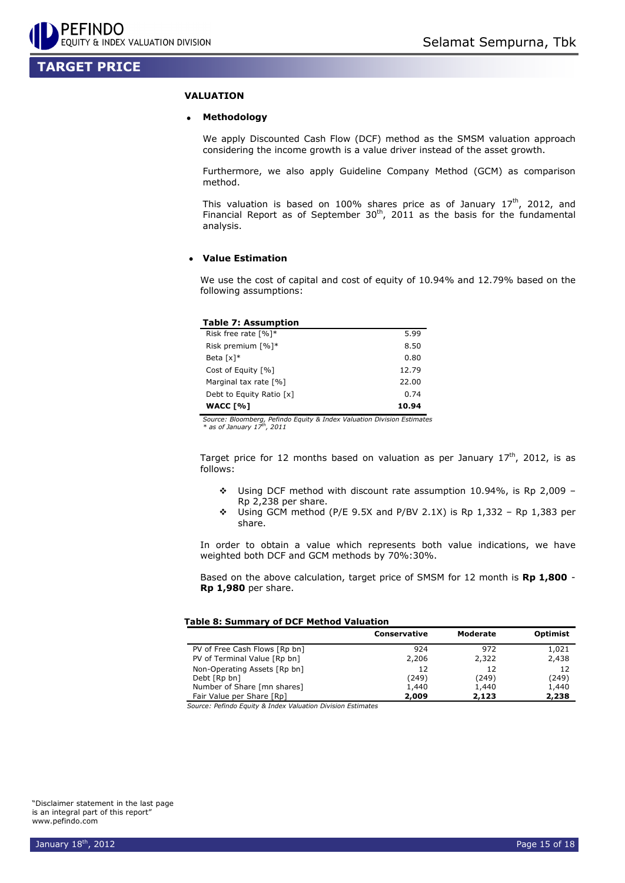## TARGET PRICE

### VALUATION

- **Methodology**

We apply Discounted Cash Flow (DCF) method as the SMSM valuation approach considering the income growth is a value driver instead of the asset growth.

Furthermore, we also apply Guideline Company Method (GCM) as comparison method.

This valuation is based on 100% shares price as of January 17th, 2012, and Financial Report as of September 30th, 2011 as the basis for the fundamental analysis.

- **Value Estimation**

We use the cost of capital and cost of equity of 10.94% and 12.79% based on the following assumptions:

**Table 7: Assumption**

| | |
|---|---|
| Risk free rate [%]* | 5.99 |
| Risk premium [%]* | 8.50 |
| Beta [x]* | 0.80 |
| Cost of Equity [%] | 12.79 |
| Marginal tax rate [%] | 22.00 |
| Debt to Equity Ratio [x] | 0.74 |
| **WACC [%]** | **10.94** |

*Source: Bloomberg, Pefindo Equity & Index Valuation Division Estimates*
*\* as of January 17th, 2011*

Target price for 12 months based on valuation as per January 17th, 2012, is as follows:

- Using DCF method with discount rate assumption 10.94%, is Rp 2,009 – Rp 2,238 per share.
- Using GCM method (P/E 9.5X and P/BV 2.1X) is Rp 1,332 – Rp 1,383 per share.

In order to obtain a value which represents both value indications, we have weighted both DCF and GCM methods by 70%:30%.

Based on the above calculation, target price of SMSM for 12 month is **Rp 1,800** - **Rp 1,980** per share.

**Table 8: Summary of DCF Method Valuation**

| | Conservative | Moderate | Optimist |
|---|---|---|---|
| PV of Free Cash Flows [Rp bn] | 924 | 972 | 1,021 |
| PV of Terminal Value [Rp bn] | 2,206 | 2,322 | 2,438 |
| Non-Operating Assets [Rp bn] | 12 | 12 | 12 |
| Debt [Rp bn] | (249) | (249) | (249) |
| Number of Share [mn shares] | 1,440 | 1,440 | 1,440 |
| Fair Value per Share [Rp] | **2,009** | **2,123** | **2,238** |

*Source: Pefindo Equity & Index Valuation Division Estimates*

"Disclaimer statement in the last page is an integral part of this report"
www.pefindo.com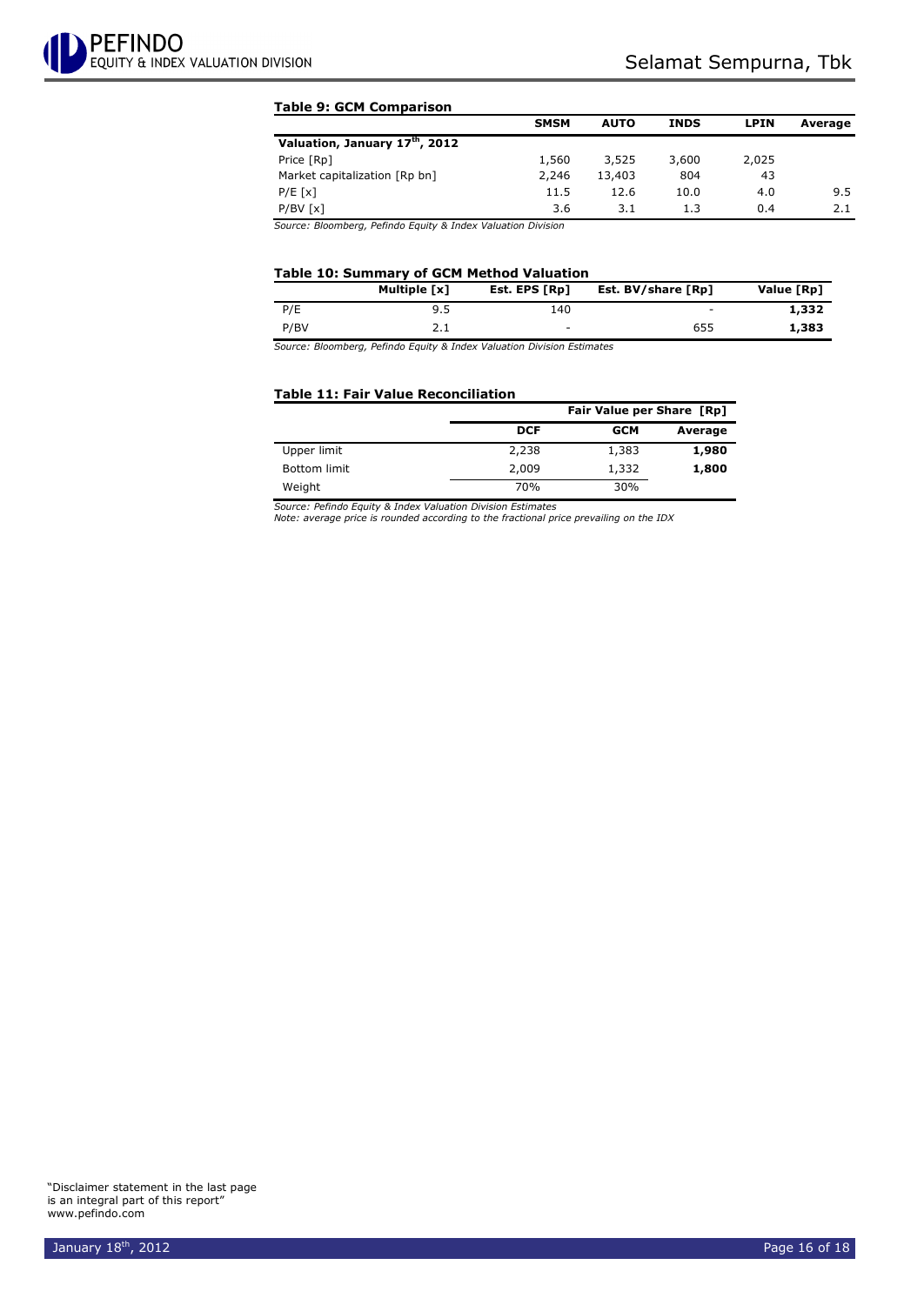**Table 9: GCM Comparison**

| | SMSM | AUTO | INDS | LPIN | Average |
|---|---|---|---|---|---|
| **Valuation, January 17th, 2012** | | | | | |
| Price [Rp] | 1,560 | 3,525 | 3,600 | 2,025 | |
| Market capitalization [Rp bn] | 2,246 | 13,403 | 804 | 43 | |
| P/E [x] | 11.5 | 12.6 | 10.0 | 4.0 | 9.5 |
| P/BV [x] | 3.6 | 3.1 | 1.3 | 0.4 | 2.1 |

*Source: Bloomberg, Pefindo Equity & Index Valuation Division*

**Table 10: Summary of GCM Method Valuation**

| | Multiple [x] | Est. EPS [Rp] | Est. BV/share [Rp] | Value [Rp] |
|---|---|---|---|---|
| P/E | 9.5 | 140 | - | **1,332** |
| P/BV | 2.1 | - | 655 | **1,383** |

*Source: Bloomberg, Pefindo Equity & Index Valuation Division Estimates*

**Table 11: Fair Value Reconciliation**

| | Fair Value per Share [Rp] | | |
|---|---|---|---|
| | DCF | GCM | Average |
| Upper limit | 2,238 | 1,383 | **1,980** |
| Bottom limit | 2,009 | 1,332 | **1,800** |
| Weight | 70% | 30% | |

*Source: Pefindo Equity & Index Valuation Division Estimates*
*Note: average price is rounded according to the fractional price prevailing on the IDX*

"Disclaimer statement in the last page is an integral part of this report"
www.pefindo.com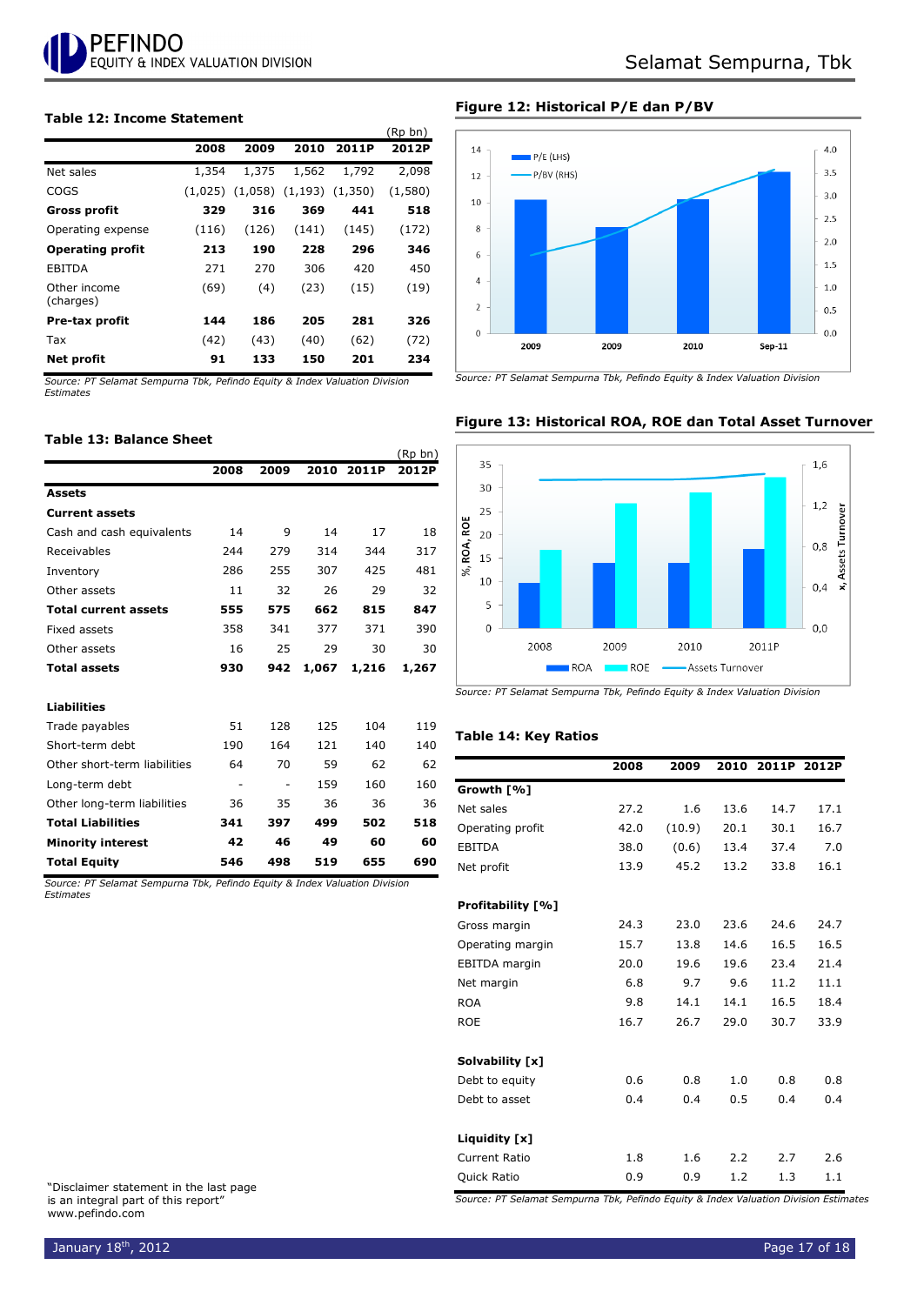### Table 12: Income Statement

(Rp bn)

| | 2008 | 2009 | 2010 | 2011P | 2012P |
|---|---|---|---|---|---|
| Net sales | 1,354 | 1,375 | 1,562 | 1,792 | 2,098 |
| COGS | (1,025) | (1,058) | (1,193) | (1,350) | (1,580) |
| **Gross profit** | **329** | **316** | **369** | **441** | **518** |
| Operating expense | (116) | (126) | (141) | (145) | (172) |
| **Operating profit** | **213** | **190** | **228** | **296** | **346** |
| EBITDA | 271 | 270 | 306 | 420 | 450 |
| Other income (charges) | (69) | (4) | (23) | (15) | (19) |
| **Pre-tax profit** | **144** | **186** | **205** | **281** | **326** |
| Tax | (42) | (43) | (40) | (62) | (72) |
| **Net profit** | **91** | **133** | **150** | **201** | **234** |

*Source: PT Selamat Sempurna Tbk, Pefindo Equity & Index Valuation Division Estimates*

### Table 13: Balance Sheet

(Rp bn)

| | 2008 | 2009 | 2010 | 2011P | 2012P |
|---|---|---|---|---|---|
| **Assets** | | | | | |
| **Current assets** | | | | | |
| Cash and cash equivalents | 14 | 9 | 14 | 17 | 18 |
| Receivables | 244 | 279 | 314 | 344 | 317 |
| Inventory | 286 | 255 | 307 | 425 | 481 |
| Other assets | 11 | 32 | 26 | 29 | 32 |
| **Total current assets** | **555** | **575** | **662** | **815** | **847** |
| Fixed assets | 358 | 341 | 377 | 371 | 390 |
| Other assets | 16 | 25 | 29 | 30 | 30 |
| **Total assets** | **930** | **942** | **1,067** | **1,216** | **1,267** |
| | | | | | |
| **Liabilities** | | | | | |
| Trade payables | 51 | 128 | 125 | 104 | 119 |
| Short-term debt | 190 | 164 | 121 | 140 | 140 |
| Other short-term liabilities | 64 | 70 | 59 | 62 | 62 |
| Long-term debt | - | - | 159 | 160 | 160 |
| Other long-term liabilities | 36 | 35 | 36 | 36 | 36 |
| **Total Liabilities** | **341** | **397** | **499** | **502** | **518** |
| **Minority interest** | **42** | **46** | **49** | **60** | **60** |
| **Total Equity** | **546** | **498** | **519** | **655** | **690** |

*Source: PT Selamat Sempurna Tbk, Pefindo Equity & Index Valuation Division Estimates*

### Figure 12: Historical P/E dan P/BV

*Source: PT Selamat Sempurna Tbk, Pefindo Equity & Index Valuation Division*

### Figure 13: Historical ROA, ROE dan Total Asset Turnover

*Source: PT Selamat Sempurna Tbk, Pefindo Equity & Index Valuation Division*

### Table 14: Key Ratios

| | 2008 | 2009 | 2010 | 2011P | 2012P |
|---|---|---|---|---|---|
| **Growth [%]** | | | | | |
| Net sales | 27.2 | 1.6 | 13.6 | 14.7 | 17.1 |
| Operating profit | 42.0 | (10.9) | 20.1 | 30.1 | 16.7 |
| EBITDA | 38.0 | (0.6) | 13.4 | 37.4 | 7.0 |
| Net profit | 13.9 | 45.2 | 13.2 | 33.8 | 16.1 |
| | | | | | |
| **Profitability [%]** | | | | | |
| Gross margin | 24.3 | 23.0 | 23.6 | 24.6 | 24.7 |
| Operating margin | 15.7 | 13.8 | 14.6 | 16.5 | 16.5 |
| EBITDA margin | 20.0 | 19.6 | 19.6 | 23.4 | 21.4 |
| Net margin | 6.8 | 9.7 | 9.6 | 11.2 | 11.1 |
| ROA | 9.8 | 14.1 | 14.1 | 16.5 | 18.4 |
| ROE | 16.7 | 26.7 | 29.0 | 30.7 | 33.9 |
| | | | | | |
| **Solvability [x]** | | | | | |
| Debt to equity | 0.6 | 0.8 | 1.0 | 0.8 | 0.8 |
| Debt to asset | 0.4 | 0.4 | 0.5 | 0.4 | 0.4 |
| | | | | | |
| **Liquidity [x]** | | | | | |
| Current Ratio | 1.8 | 1.6 | 2.2 | 2.7 | 2.6 |
| Quick Ratio | 0.9 | 0.9 | 1.2 | 1.3 | 1.1 |

*Source: PT Selamat Sempurna Tbk, Pefindo Equity & Index Valuation Division Estimates*

"Disclaimer statement in the last page is an integral part of this report"
www.pefindo.com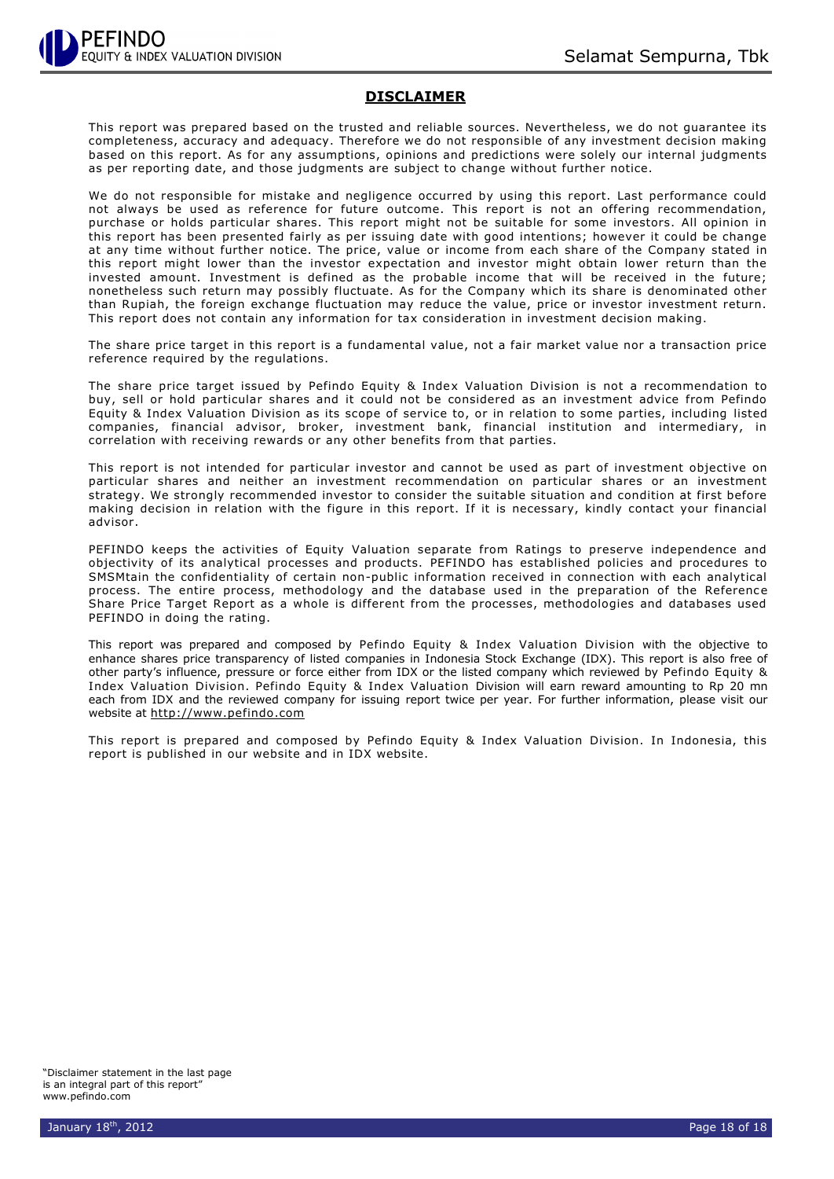## DISCLAIMER

This report was prepared based on the trusted and reliable sources. Nevertheless, we do not guarantee its completeness, accuracy and adequacy. Therefore we do not responsible of any investment decision making based on this report. As for any assumptions, opinions and predictions were solely our internal judgments as per reporting date, and those judgments are subject to change without further notice.

We do not responsible for mistake and negligence occurred by using this report. Last performance could not always be used as reference for future outcome. This report is not an offering recommendation, purchase or holds particular shares. This report might not be suitable for some investors. All opinion in this report has been presented fairly as per issuing date with good intentions; however it could be change at any time without further notice. The price, value or income from each share of the Company stated in this report might lower than the investor expectation and investor might obtain lower return than the invested amount. Investment is defined as the probable income that will be received in the future; nonetheless such return may possibly fluctuate. As for the Company which its share is denominated other than Rupiah, the foreign exchange fluctuation may reduce the value, price or investor investment return. This report does not contain any information for tax consideration in investment decision making.

The share price target in this report is a fundamental value, not a fair market value nor a transaction price reference required by the regulations.

The share price target issued by Pefindo Equity & Index Valuation Division is not a recommendation to buy, sell or hold particular shares and it could not be considered as an investment advice from Pefindo Equity & Index Valuation Division as its scope of service to, or in relation to some parties, including listed companies, financial advisor, broker, investment bank, financial institution and intermediary, in correlation with receiving rewards or any other benefits from that parties.

This report is not intended for particular investor and cannot be used as part of investment objective on particular shares and neither an investment recommendation on particular shares or an investment strategy. We strongly recommended investor to consider the suitable situation and condition at first before making decision in relation with the figure in this report. If it is necessary, kindly contact your financial advisor.

PEFINDO keeps the activities of Equity Valuation separate from Ratings to preserve independence and objectivity of its analytical processes and products. PEFINDO has established policies and procedures to SMSMtain the confidentiality of certain non-public information received in connection with each analytical process. The entire process, methodology and the database used in the preparation of the Reference Share Price Target Report as a whole is different from the processes, methodologies and databases used PEFINDO in doing the rating.

This report was prepared and composed by Pefindo Equity & Index Valuation Division with the objective to enhance shares price transparency of listed companies in Indonesia Stock Exchange (IDX). This report is also free of other party's influence, pressure or force either from IDX or the listed company which reviewed by Pefindo Equity & Index Valuation Division. Pefindo Equity & Index Valuation Division will earn reward amounting to Rp 20 mn each from IDX and the reviewed company for issuing report twice per year. For further information, please visit our website at http://www.pefindo.com

This report is prepared and composed by Pefindo Equity & Index Valuation Division. In Indonesia, this report is published in our website and in IDX website.